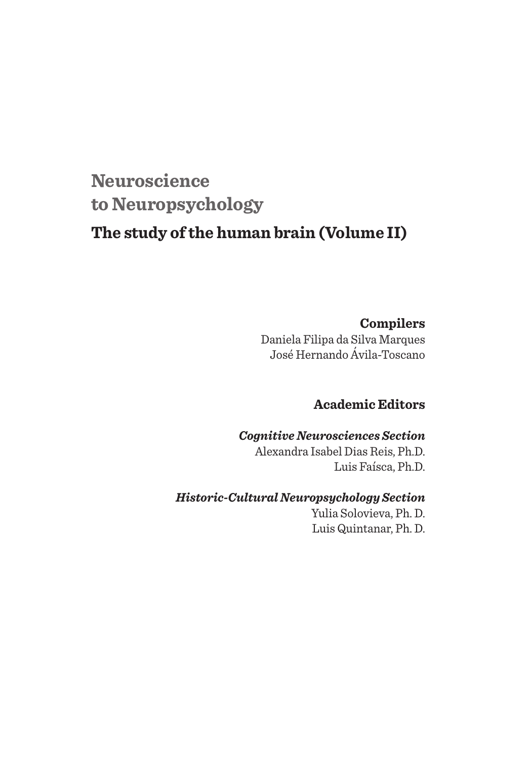# Neuroscience to Neuropsychology

## The study of the human brain (Volume II)

**Compilers**

Daniela Filipa da Silva Marques
José Hernando Ávila-Toscano

**Academic Editors**

***Cognitive Neurosciences Section***

Alexandra Isabel Dias Reis, Ph.D.
Luis Faísca, Ph.D.

***Historic-Cultural Neuropsychology Section***

Yulia Solovieva, Ph. D.
Luis Quintanar, Ph. D.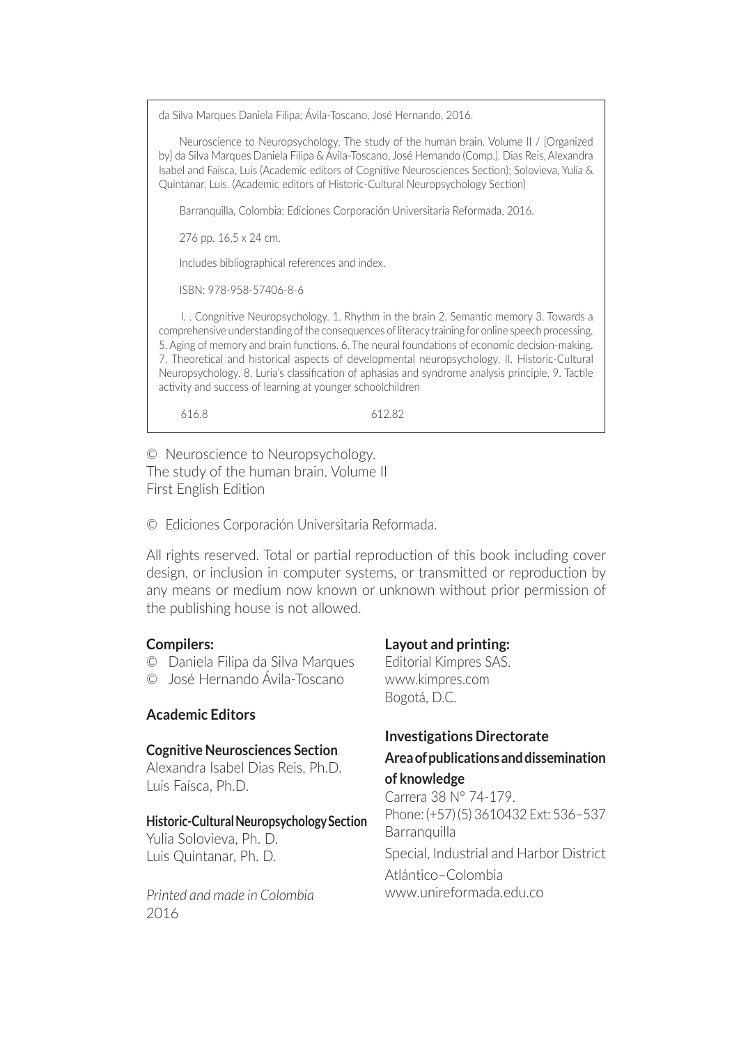da Silva Marques Daniela Filipa; Ávila-Toscano, José Hernando, 2016.

Neuroscience to Neuropsychology. The study of the human brain. Volume II / [Organized by] da Silva Marques Daniela Filipa & Ávila-Toscano, José Hernando (Comp.). Dias Reis, Alexandra Isabel and Faísca, Luis (Academic editors of Cognitive Neurosciences Section); Solovieva, Yulia & Quintanar, Luis. (Academic editors of Historic-Cultural Neuropsychology Section)

Barranquilla, Colombia: Ediciones Corporación Universitaria Reformada, 2016.

276 pp. 16,5 x 24 cm.

Includes bibliographical references and index.

ISBN: 978-958-57406-8-6

I. . Congnitive Neuropsychology. 1. Rhythm in the brain 2. Semantic memory 3. Towards a comprehensive understanding of the consequences of literacy training for online speech processing. 5. Aging of memory and brain functions. 6. The neural foundations of economic decision-making. 7. Theoretical and historical aspects of developmental neuropsychology. II. Historic-Cultural Neuropsychology. 8. Luria's classification of aphasias and syndrome analysis principle. 9. Tactile activity and success of learning at younger schoolchildren

616.8 612.82

© Neuroscience to Neuropsychology.
The study of the human brain. Volume II
First English Edition

© Ediciones Corporación Universitaria Reformada.

All rights reserved. Total or partial reproduction of this book including cover design, or inclusion in computer systems, or transmitted or reproduction by any means or medium now known or unknown without prior permission of the publishing house is not allowed.

**Compilers:**
© Daniela Filipa da Silva Marques
© José Hernando Ávila-Toscano

**Academic Editors**

**Cognitive Neurosciences Section**
Alexandra Isabel Dias Reis, Ph.D.
Luis Faísca, Ph.D.

**Historic-Cultural Neuropsychology Section**
Yulia Solovieva, Ph. D.
Luis Quintanar, Ph. D.

*Printed and made in Colombia*
2016

**Layout and printing:**
Editorial Kimpres SAS.
www.kimpres.com
Bogotá, D.C.

**Investigations Directorate**

**Area of publications and dissemination of knowledge**
Carrera 38 N° 74-179.
Phone: (+57) (5) 3610432 Ext: 536–537
Barranquilla
Special, Industrial and Harbor District
Atlántico–Colombia
www.unireformada.edu.co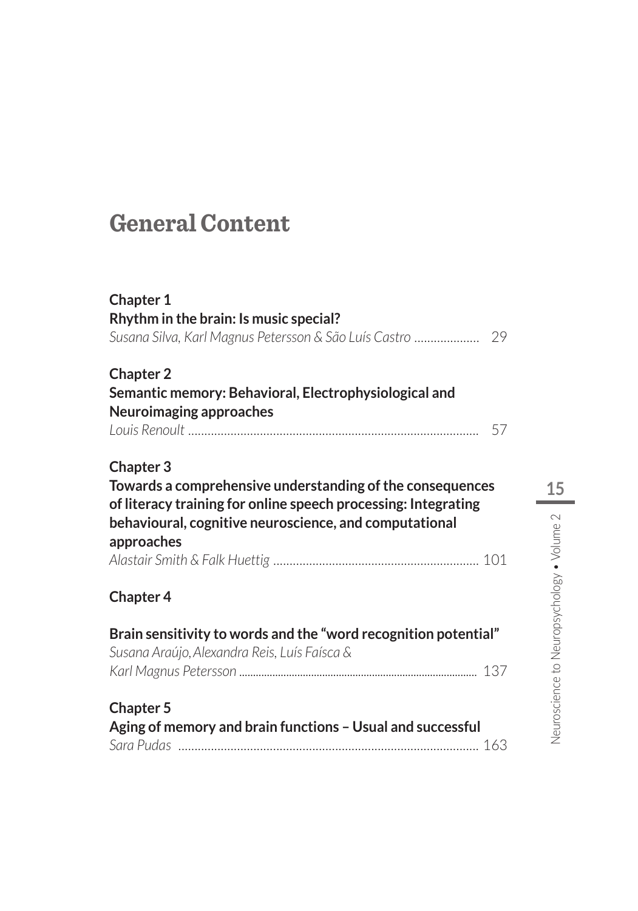# General Content

**Chapter 1**
**Rhythm in the brain: Is music special?**
*Susana Silva, Karl Magnus Petersson & São Luís Castro* .................... 29

**Chapter 2**
**Semantic memory: Behavioral, Electrophysiological and Neuroimaging approaches**
*Louis Renoult* ......................................................................................... 57

**Chapter 3**
**Towards a comprehensive understanding of the consequences of literacy training for online speech processing: Integrating behavioural, cognitive neuroscience, and computational approaches**
*Alastair Smith & Falk Huettig* ............................................................... 101

**Chapter 4**

**Brain sensitivity to words and the "word recognition potential"**
*Susana Araújo, Alexandra Reis, Luís Faísca & Karl Magnus Petersson* ..................................................................................... 137

**Chapter 5**
**Aging of memory and brain functions – Usual and successful**
*Sara Pudas* ............................................................................................ 163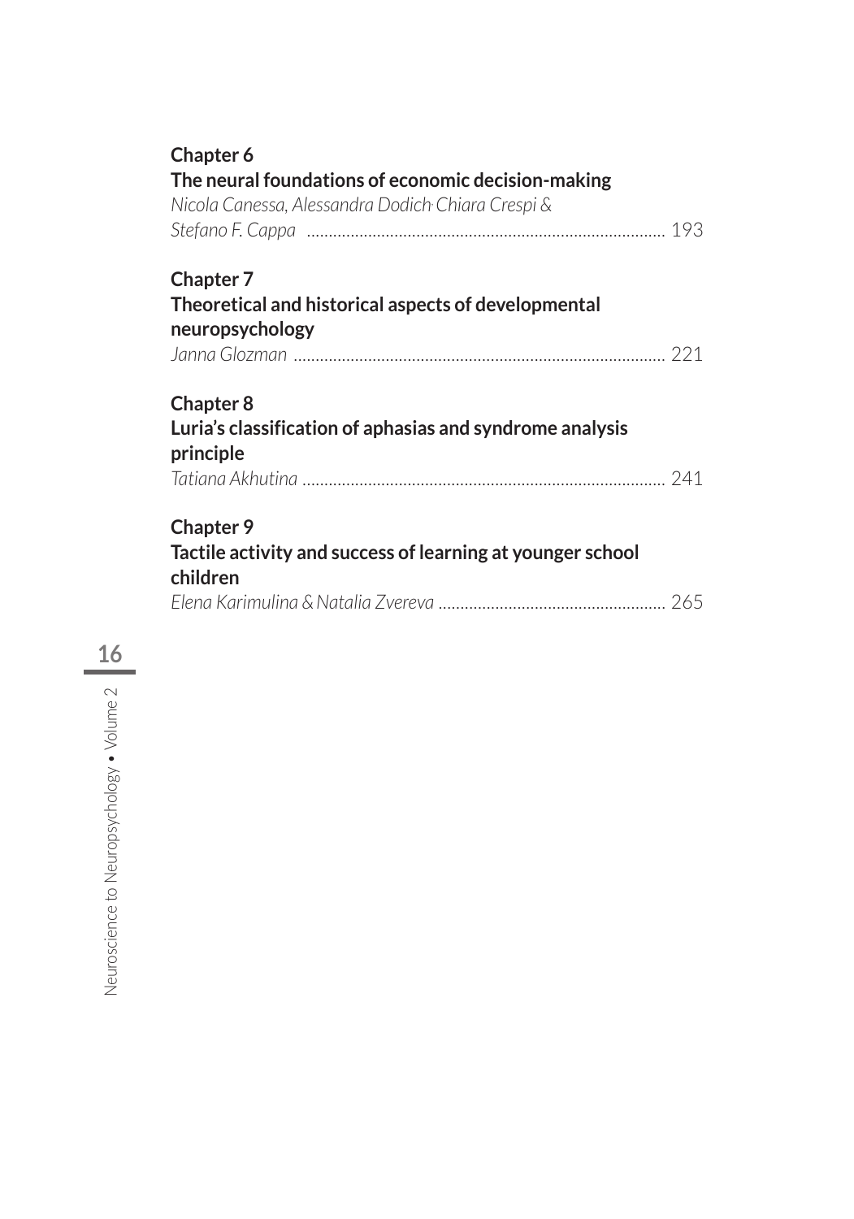**Chapter 6**
**The neural foundations of economic decision-making**
*Nicola Canessa, Alessandra Dodich, Chiara Crespi & Stefano F. Cappa* ........ 193

**Chapter 7**
**Theoretical and historical aspects of developmental neuropsychology**
*Janna Glozman* ........ 221

**Chapter 8**
**Luria's classification of aphasias and syndrome analysis principle**
*Tatiana Akhutina* ........ 241

**Chapter 9**
**Tactile activity and success of learning at younger school children**
*Elena Karimulina & Natalia Zvereva* ........ 265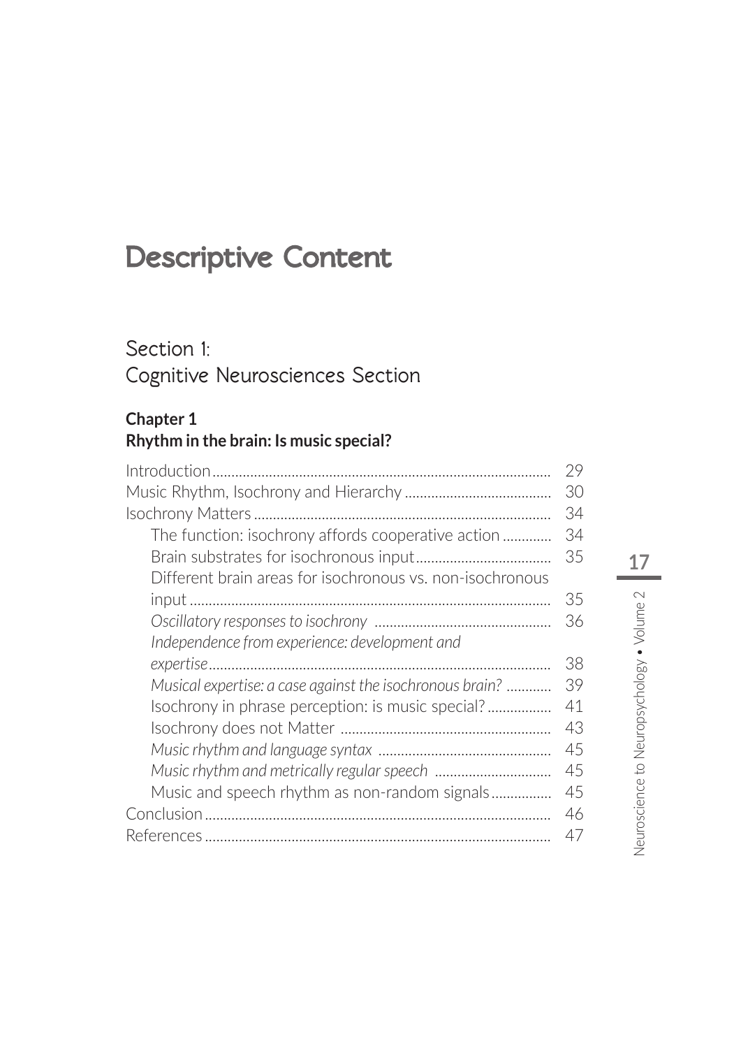# Descriptive Content

## Section 1:
## Cognitive Neurosciences Section

**Chapter 1**
**Rhythm in the brain: Is music special?**

| | |
|---|---|
| Introduction | 29 |
| Music Rhythm, Isochrony and Hierarchy | 30 |
| Isochrony Matters | 34 |
| The function: isochrony affords cooperative action | 34 |
| Brain substrates for isochronous input | 35 |
| Different brain areas for isochronous vs. non-isochronous input | 35 |
| *Oscillatory responses to isochrony* | 36 |
| *Independence from experience: development and expertise* | 38 |
| *Musical expertise: a case against the isochronous brain?* | 39 |
| Isochrony in phrase perception: is music special? | 41 |
| Isochrony does not Matter | 43 |
| *Music rhythm and language syntax* | 45 |
| *Music rhythm and metrically regular speech* | 45 |
| Music and speech rhythm as non-random signals | 45 |
| Conclusion | 46 |
| References | 47 |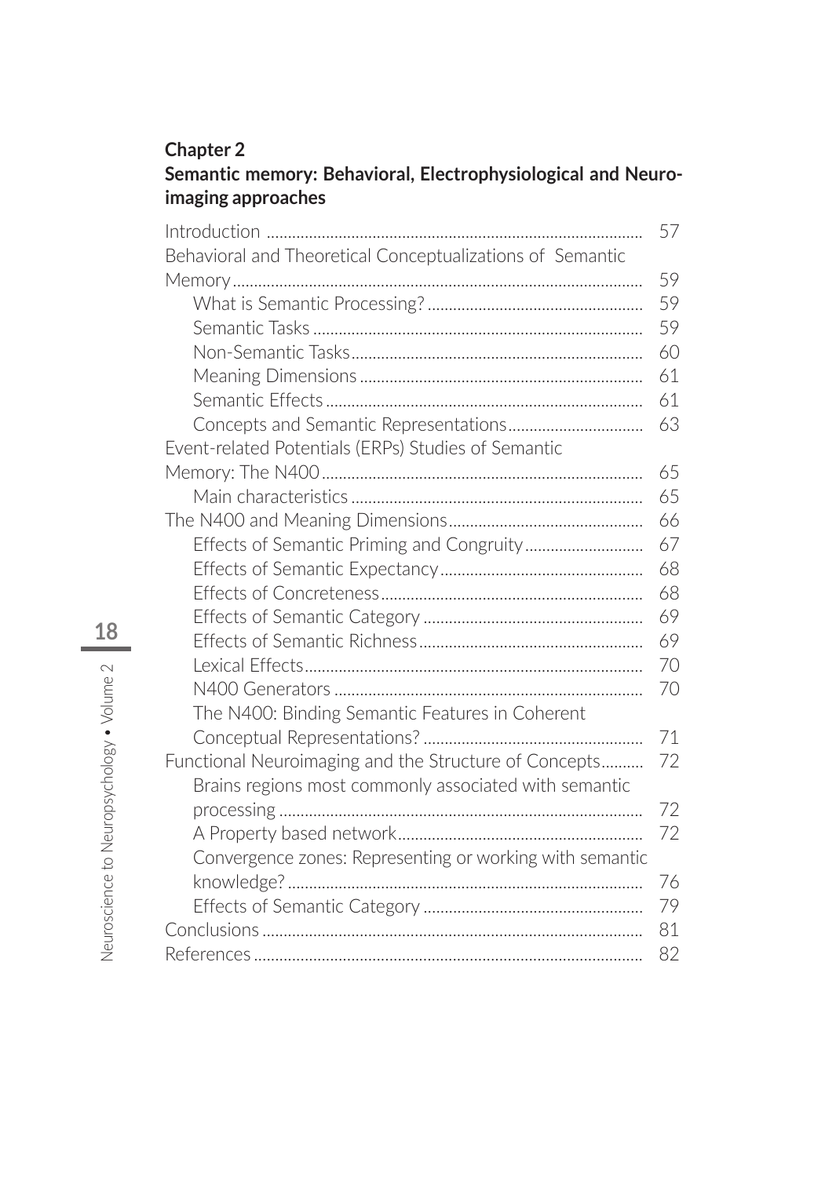**Chapter 2**
**Semantic memory: Behavioral, Electrophysiological and Neuro-imaging approaches**

| | |
|---|---|
| Introduction | 57 |
| Behavioral and Theoretical Conceptualizations of Semantic Memory | 59 |
| What is Semantic Processing? | 59 |
| Semantic Tasks | 59 |
| Non-Semantic Tasks | 60 |
| Meaning Dimensions | 61 |
| Semantic Effects | 61 |
| Concepts and Semantic Representations | 63 |
| Event-related Potentials (ERPs) Studies of Semantic Memory: The N400 | 65 |
| Main characteristics | 65 |
| The N400 and Meaning Dimensions | 66 |
| Effects of Semantic Priming and Congruity | 67 |
| Effects of Semantic Expectancy | 68 |
| Effects of Concreteness | 68 |
| Effects of Semantic Category | 69 |
| Effects of Semantic Richness | 69 |
| Lexical Effects | 70 |
| N400 Generators | 70 |
| The N400: Binding Semantic Features in Coherent Conceptual Representations? | 71 |
| Functional Neuroimaging and the Structure of Concepts | 72 |
| Brains regions most commonly associated with semantic processing | 72 |
| A Property based network | 72 |
| Convergence zones: Representing or working with semantic knowledge? | 76 |
| Effects of Semantic Category | 79 |
| Conclusions | 81 |
| References | 82 |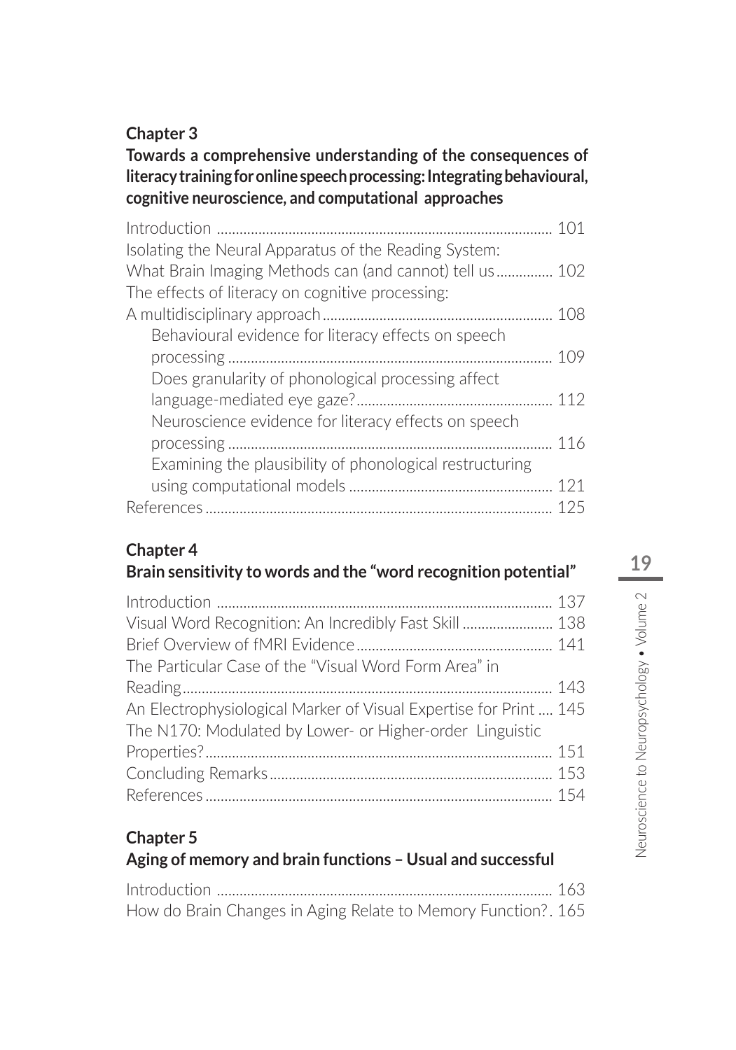**Chapter 3**

**Towards a comprehensive understanding of the consequences of literacy training for online speech processing: Integrating behavioural, cognitive neuroscience, and computational approaches**

Introduction ........................................................................................ 101
Isolating the Neural Apparatus of the Reading System: What Brain Imaging Methods can (and cannot) tell us............... 102
The effects of literacy on cognitive processing: A multidisciplinary approach............................................................. 108
- Behavioural evidence for literacy effects on speech processing ..................................................................................... 109
- Does granularity of phonological processing affect language-mediated eye gaze?.................................................... 112
- Neuroscience evidence for literacy effects on speech processing ..................................................................................... 116
- Examining the plausibility of phonological restructuring using computational models ...................................................... 121

References........................................................................................... 125

**Chapter 4**

**Brain sensitivity to words and the "word recognition potential"**

Introduction ........................................................................................ 137
Visual Word Recognition: An Incredibly Fast Skill ........................ 138
Brief Overview of fMRI Evidence.................................................... 141
The Particular Case of the "Visual Word Form Area" in Reading.................................................................................................. 143
An Electrophysiological Marker of Visual Expertise for Print .... 145
The N170: Modulated by Lower- or Higher-order Linguistic Properties?........................................................................................... 151
Concluding Remarks.......................................................................... 153
References........................................................................................... 154

**Chapter 5**

**Aging of memory and brain functions – Usual and successful**

Introduction ........................................................................................ 163
How do Brain Changes in Aging Relate to Memory Function?. 165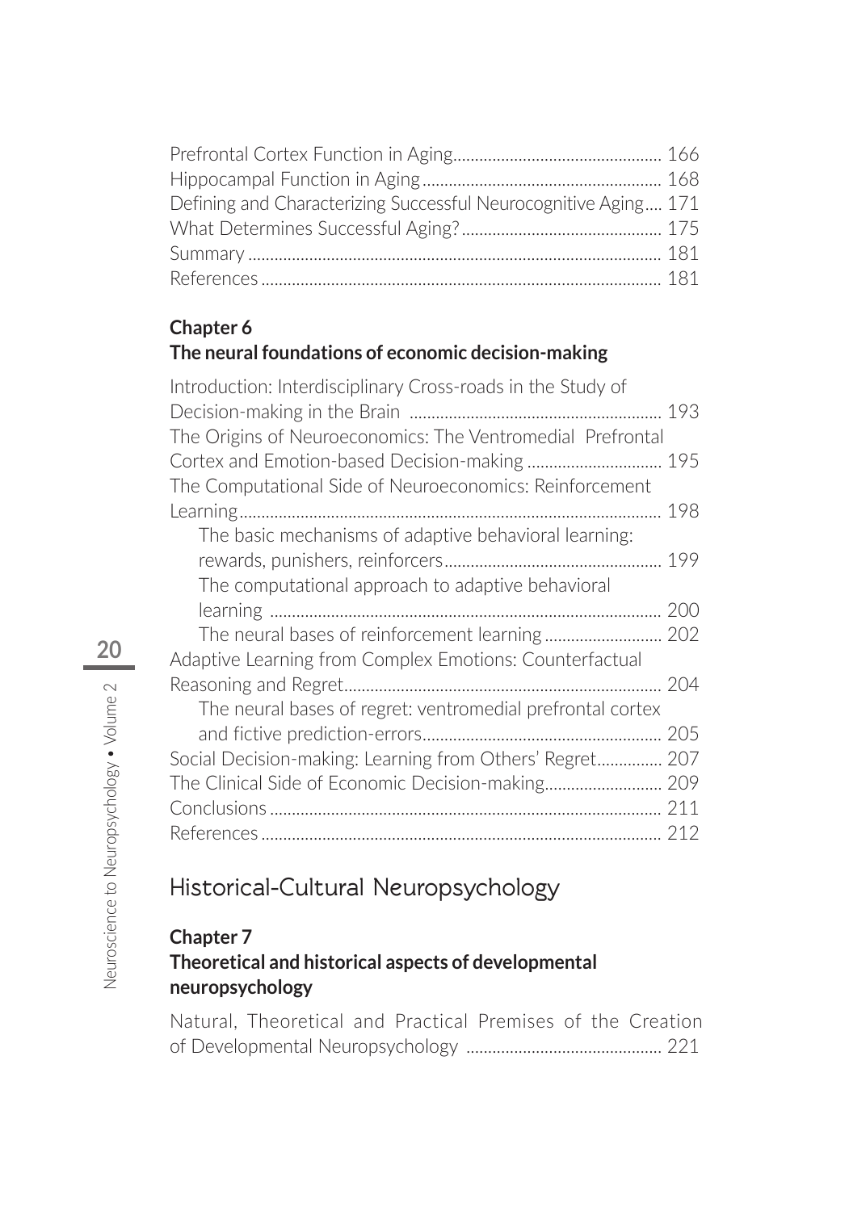Prefrontal Cortex Function in Aging ........................................... 166
Hippocampal Function in Aging ................................................ 168
Defining and Characterizing Successful Neurocognitive Aging .... 171
What Determines Successful Aging? ........................................... 175
Summary ................................................................................... 181
References ................................................................................. 181

**Chapter 6**
**The neural foundations of economic decision-making**

Introduction: Interdisciplinary Cross-roads in the Study of Decision-making in the Brain ............................................................ 193
The Origins of Neuroeconomics: The Ventromedial Prefrontal Cortex and Emotion-based Decision-making .............................. 195
The Computational Side of Neuroeconomics: Reinforcement Learning ................................................................................... 198
  The basic mechanisms of adaptive behavioral learning: rewards, punishers, reinforcers ............................................... 199
  The computational approach to adaptive behavioral learning ............................................................................... 200
  The neural bases of reinforcement learning ........................... 202
Adaptive Learning from Complex Emotions: Counterfactual Reasoning and Regret .................................................................. 204
  The neural bases of regret: ventromedial prefrontal cortex and fictive prediction-errors ................................................... 205
Social Decision-making: Learning from Others' Regret ............... 207
The Clinical Side of Economic Decision-making .......................... 209
Conclusions ............................................................................... 211
References ................................................................................. 212

## Historical-Cultural Neuropsychology

**Chapter 7**
**Theoretical and historical aspects of developmental neuropsychology**

Natural, Theoretical and Practical Premises of the Creation of Developmental Neuropsychology ............................................ 221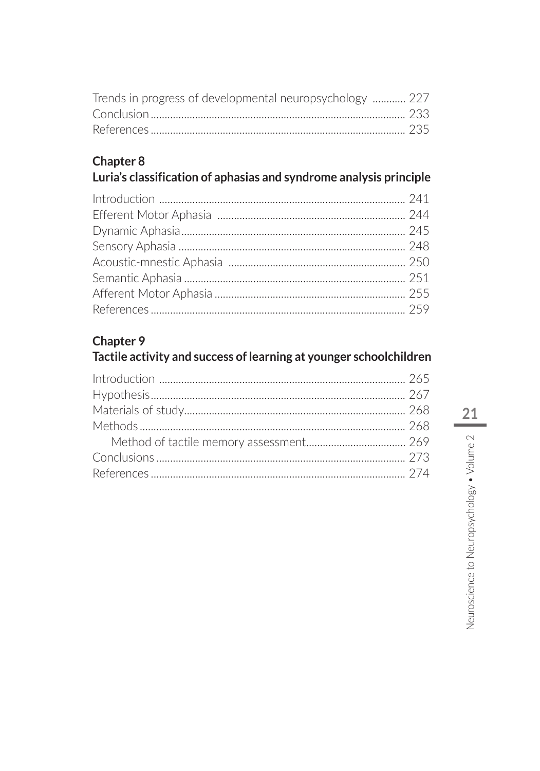Trends in progress of developmental neuropsychology ............ 227
Conclusion ........................................................................................ 233
References ........................................................................................ 235

**Chapter 8**
**Luria's classification of aphasias and syndrome analysis principle**

Introduction ........................................................................................ 241
Efferent Motor Aphasia .................................................................... 244
Dynamic Aphasia ................................................................................ 245
Sensory Aphasia .................................................................................. 248
Acoustic-mnestic Aphasia ................................................................ 250
Semantic Aphasia ................................................................................ 251
Afferent Motor Aphasia ..................................................................... 255
References ........................................................................................... 259

**Chapter 9**
**Tactile activity and success of learning at younger schoolchildren**

Introduction ........................................................................................ 265
Hypothesis ........................................................................................... 267
Materials of study ............................................................................... 268
Methods ............................................................................................... 268
    Method of tactile memory assessment .................................... 269
Conclusions ......................................................................................... 273
References ........................................................................................... 274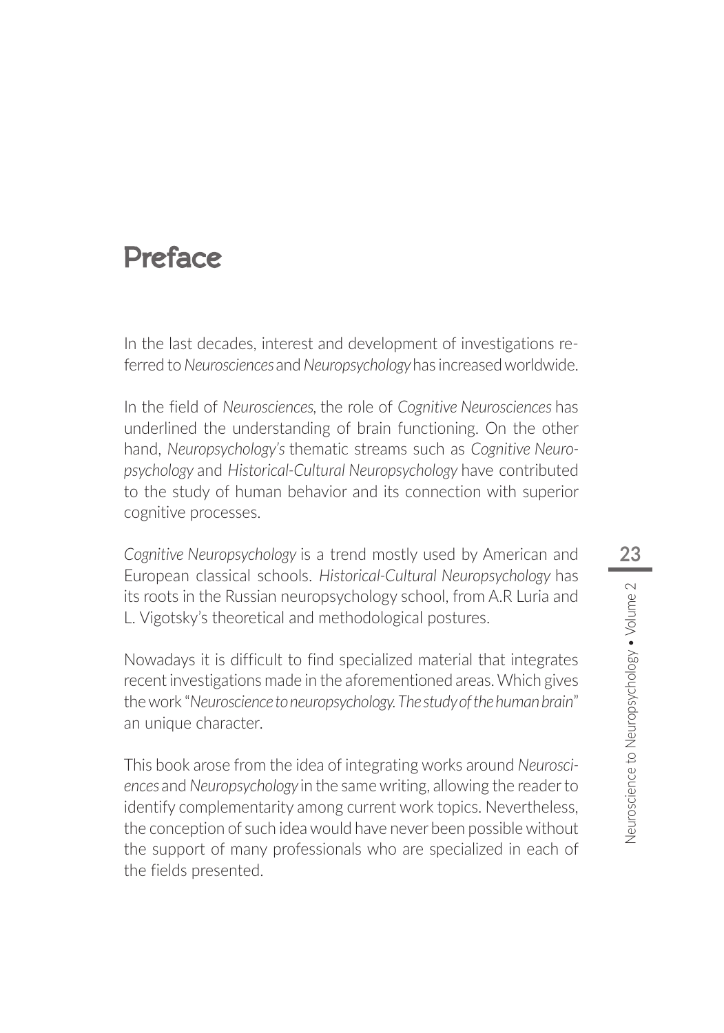# Preface

In the last decades, interest and development of investigations referred to *Neurosciences* and *Neuropsychology* has increased worldwide.

In the field of *Neurosciences*, the role of *Cognitive Neurosciences* has underlined the understanding of brain functioning. On the other hand, *Neuropsychology's* thematic streams such as *Cognitive Neuropsychology* and *Historical-Cultural Neuropsychology* have contributed to the study of human behavior and its connection with superior cognitive processes.

*Cognitive Neuropsychology* is a trend mostly used by American and European classical schools. *Historical-Cultural Neuropsychology* has its roots in the Russian neuropsychology school, from A.R Luria and L. Vigotsky's theoretical and methodological postures.

Nowadays it is difficult to find specialized material that integrates recent investigations made in the aforementioned areas. Which gives the work "*Neuroscience to neuropsychology. The study of the human brain*" an unique character.

This book arose from the idea of integrating works around *Neurosciences* and *Neuropsychology* in the same writing, allowing the reader to identify complementarity among current work topics. Nevertheless, the conception of such idea would have never been possible without the support of many professionals who are specialized in each of the fields presented.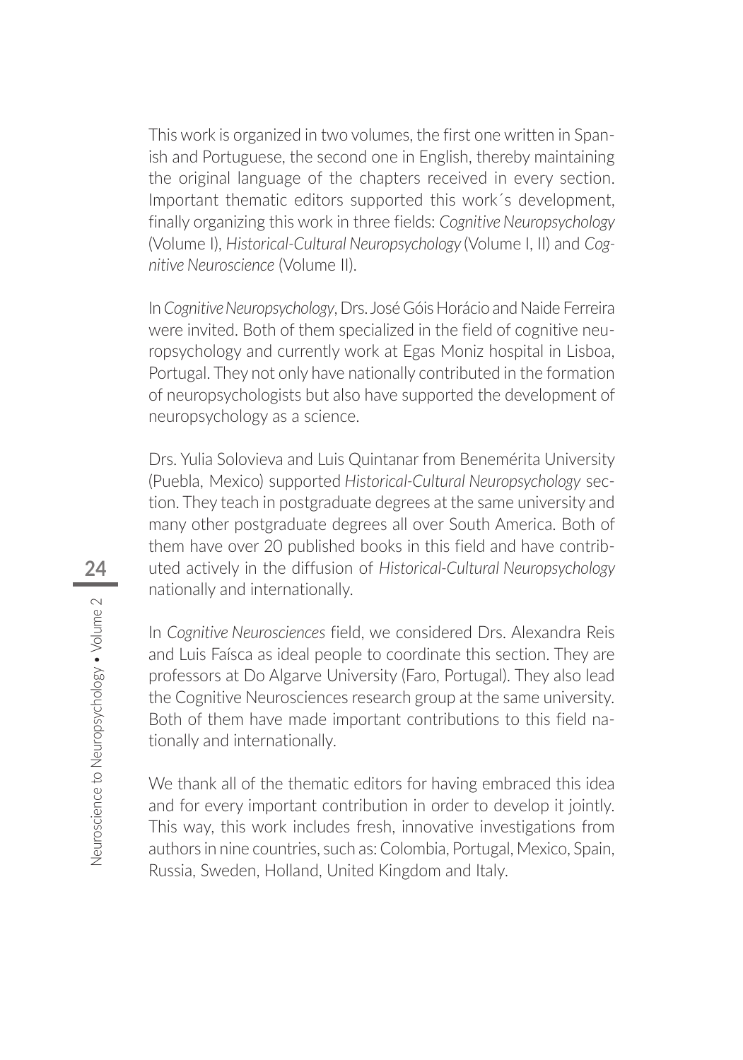This work is organized in two volumes, the first one written in Spanish and Portuguese, the second one in English, thereby maintaining the original language of the chapters received in every section. Important thematic editors supported this work´s development, finally organizing this work in three fields: *Cognitive Neuropsychology* (Volume I), *Historical-Cultural Neuropsychology* (Volume I, II) and *Cognitive Neuroscience* (Volume II).

In *Cognitive Neuropsychology*, Drs. José Góis Horácio and Naide Ferreira were invited. Both of them specialized in the field of cognitive neuropsychology and currently work at Egas Moniz hospital in Lisboa, Portugal. They not only have nationally contributed in the formation of neuropsychologists but also have supported the development of neuropsychology as a science.

Drs. Yulia Solovieva and Luis Quintanar from Benemérita University (Puebla, Mexico) supported *Historical-Cultural Neuropsychology* section. They teach in postgraduate degrees at the same university and many other postgraduate degrees all over South America. Both of them have over 20 published books in this field and have contributed actively in the diffusion of *Historical-Cultural Neuropsychology* nationally and internationally.

In *Cognitive Neurosciences* field, we considered Drs. Alexandra Reis and Luis Faísca as ideal people to coordinate this section. They are professors at Do Algarve University (Faro, Portugal). They also lead the Cognitive Neurosciences research group at the same university. Both of them have made important contributions to this field nationally and internationally.

We thank all of the thematic editors for having embraced this idea and for every important contribution in order to develop it jointly. This way, this work includes fresh, innovative investigations from authors in nine countries, such as: Colombia, Portugal, Mexico, Spain, Russia, Sweden, Holland, United Kingdom and Italy.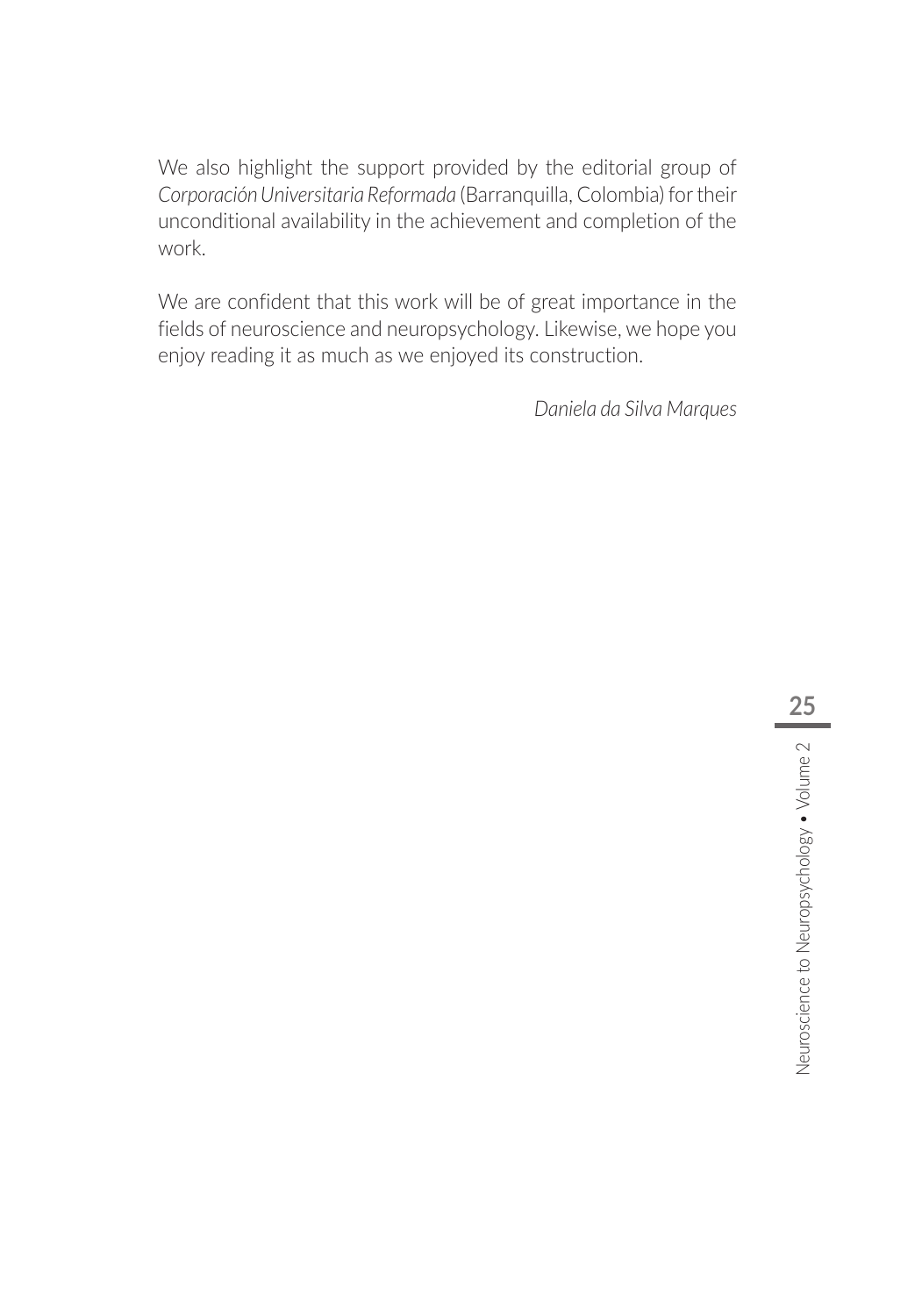We also highlight the support provided by the editorial group of *Corporación Universitaria Reformada* (Barranquilla, Colombia) for their unconditional availability in the achievement and completion of the work.

We are confident that this work will be of great importance in the fields of neuroscience and neuropsychology. Likewise, we hope you enjoy reading it as much as we enjoyed its construction.

*Daniela da Silva Marques*